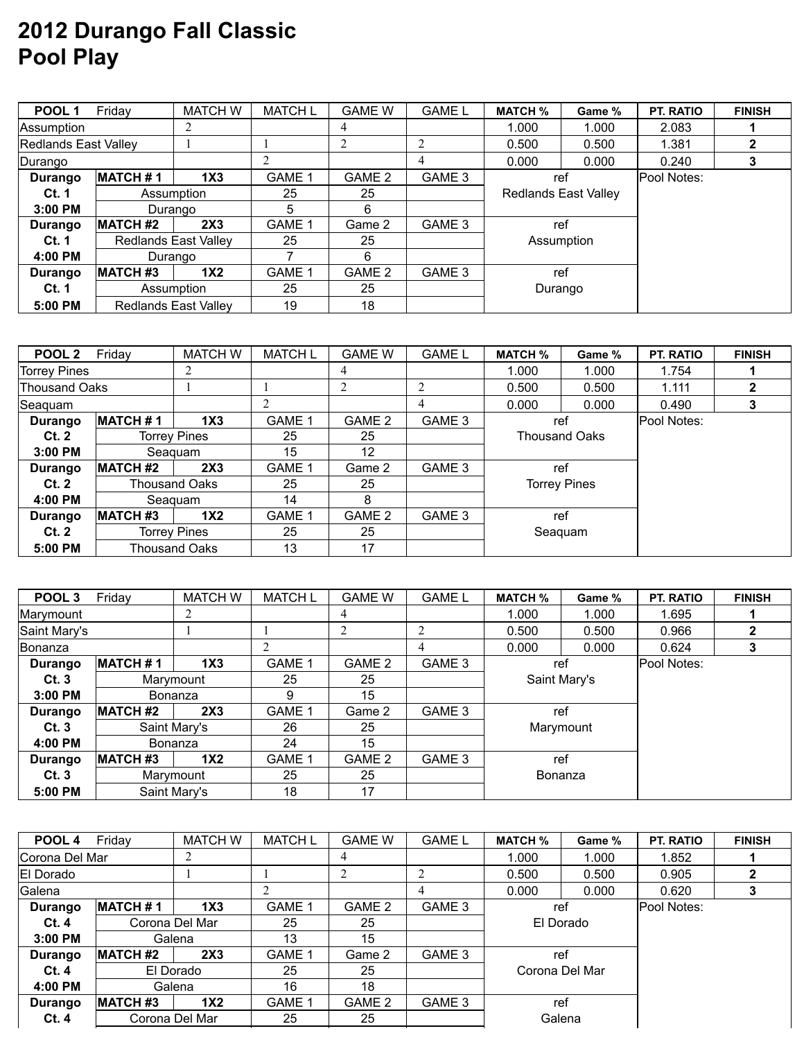# 2012 Durango Fall Classic
# Pool Play

| POOL 1 Friday | | MATCH W | MATCH L | GAME W | GAME L | MATCH % | Game % | PT. RATIO | FINISH |
|---|---|---|---|---|---|---|---|---|---|
| Assumption | | 2 | | 4 | | 1.000 | 1.000 | 2.083 | 1 |
| Redlands East Valley | | 1 | 1 | 2 | 2 | 0.500 | 0.500 | 1.381 | 2 |
| Durango | | | 2 | | 4 | 0.000 | 0.000 | 0.240 | 3 |
| Durango | MATCH # 1 | 1X3 | GAME 1 | GAME 2 | GAME 3 | ref | | Pool Notes: | |
| Ct. 1 | Assumption | | 25 | 25 | | Redlands East Valley | | | |
| 3:00 PM | Durango | | 5 | 6 | | | | | |
| Durango | MATCH #2 | 2X3 | GAME 1 | Game 2 | GAME 3 | ref | | | |
| Ct. 1 | Redlands East Valley | | 25 | 25 | | Assumption | | | |
| 4:00 PM | Durango | | 7 | 6 | | | | | |
| Durango | MATCH #3 | 1X2 | GAME 1 | GAME 2 | GAME 3 | ref | | | |
| Ct. 1 | Assumption | | 25 | 25 | | Durango | | | |
| 5:00 PM | Redlands East Valley | | 19 | 18 | | | | | |

| POOL 2 Friday | | MATCH W | MATCH L | GAME W | GAME L | MATCH % | Game % | PT. RATIO | FINISH |
|---|---|---|---|---|---|---|---|---|---|
| Torrey Pines | | 2 | | 4 | | 1.000 | 1.000 | 1.754 | 1 |
| Thousand Oaks | | 1 | 1 | 2 | 2 | 0.500 | 0.500 | 1.111 | 2 |
| Seaquam | | | 2 | | 4 | 0.000 | 0.000 | 0.490 | 3 |
| Durango | MATCH # 1 | 1X3 | GAME 1 | GAME 2 | GAME 3 | ref | | Pool Notes: | |
| Ct. 2 | Torrey Pines | | 25 | 25 | | Thousand Oaks | | | |
| 3:00 PM | Seaquam | | 15 | 12 | | | | | |
| Durango | MATCH #2 | 2X3 | GAME 1 | Game 2 | GAME 3 | ref | | | |
| Ct. 2 | Thousand Oaks | | 25 | 25 | | Torrey Pines | | | |
| 4:00 PM | Seaquam | | 14 | 8 | | | | | |
| Durango | MATCH #3 | 1X2 | GAME 1 | GAME 2 | GAME 3 | ref | | | |
| Ct. 2 | Torrey Pines | | 25 | 25 | | Seaquam | | | |
| 5:00 PM | Thousand Oaks | | 13 | 17 | | | | | |

| POOL 3 Friday | | MATCH W | MATCH L | GAME W | GAME L | MATCH % | Game % | PT. RATIO | FINISH |
|---|---|---|---|---|---|---|---|---|---|
| Marymount | | 2 | | 4 | | 1.000 | 1.000 | 1.695 | 1 |
| Saint Mary's | | 1 | 1 | 2 | 2 | 0.500 | 0.500 | 0.966 | 2 |
| Bonanza | | | 2 | | 4 | 0.000 | 0.000 | 0.624 | 3 |
| Durango | MATCH # 1 | 1X3 | GAME 1 | GAME 2 | GAME 3 | ref | | Pool Notes: | |
| Ct. 3 | Marymount | | 25 | 25 | | Saint Mary's | | | |
| 3:00 PM | Bonanza | | 9 | 15 | | | | | |
| Durango | MATCH #2 | 2X3 | GAME 1 | Game 2 | GAME 3 | ref | | | |
| Ct. 3 | Saint Mary's | | 26 | 25 | | Marymount | | | |
| 4:00 PM | Bonanza | | 24 | 15 | | | | | |
| Durango | MATCH #3 | 1X2 | GAME 1 | GAME 2 | GAME 3 | ref | | | |
| Ct. 3 | Marymount | | 25 | 25 | | Bonanza | | | |
| 5:00 PM | Saint Mary's | | 18 | 17 | | | | | |

| POOL 4 Friday | | MATCH W | MATCH L | GAME W | GAME L | MATCH % | Game % | PT. RATIO | FINISH |
|---|---|---|---|---|---|---|---|---|---|
| Corona Del Mar | | 2 | | 4 | | 1.000 | 1.000 | 1.852 | 1 |
| El Dorado | | 1 | 1 | 2 | 2 | 0.500 | 0.500 | 0.905 | 2 |
| Galena | | | 2 | | 4 | 0.000 | 0.000 | 0.620 | 3 |
| Durango | MATCH # 1 | 1X3 | GAME 1 | GAME 2 | GAME 3 | ref | | Pool Notes: | |
| Ct. 4 | Corona Del Mar | | 25 | 25 | | El Dorado | | | |
| 3:00 PM | Galena | | 13 | 15 | | | | | |
| Durango | MATCH #2 | 2X3 | GAME 1 | Game 2 | GAME 3 | ref | | | |
| Ct. 4 | El Dorado | | 25 | 25 | | Corona Del Mar | | | |
| 4:00 PM | Galena | | 16 | 18 | | | | | |
| Durango | MATCH #3 | 1X2 | GAME 1 | GAME 2 | GAME 3 | ref | | | |
| Ct. 4 | Corona Del Mar | | 25 | 25 | | Galena | | | |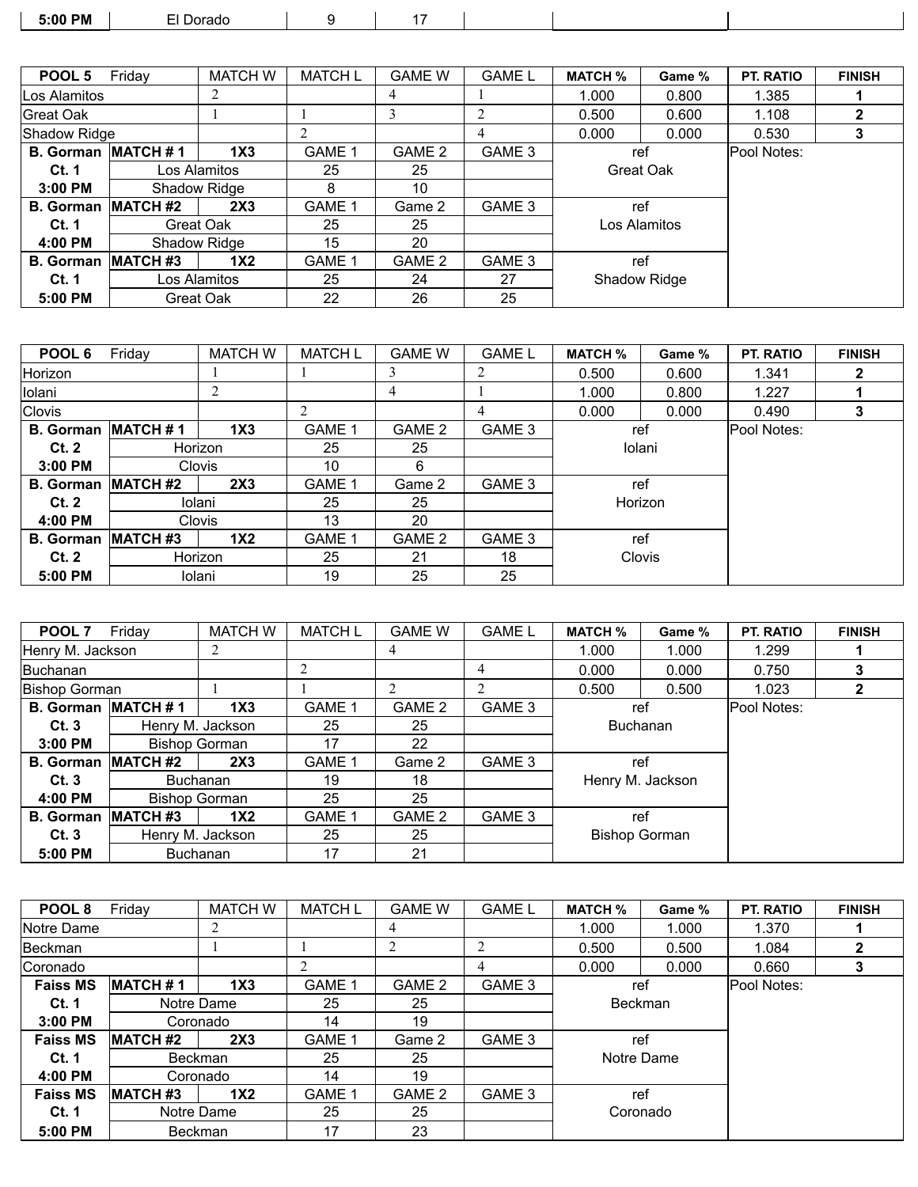| 5:00 PM | El Dorado | 9 | 17 | | | |
|---|---|---|---|---|---|---|

| POOL 5 Friday | | MATCH W | MATCH L | GAME W | GAME L | MATCH % | Game % | PT. RATIO | FINISH |
|---|---|---|---|---|---|---|---|---|---|
| Los Alamitos | | 2 | | 4 | 1 | 1.000 | 0.800 | 1.385 | **1** |
| Great Oak | | 1 | 1 | 3 | 2 | 0.500 | 0.600 | 1.108 | **2** |
| Shadow Ridge | | | 2 | | 4 | 0.000 | 0.000 | 0.530 | **3** |
| **B. Gorman** | **MATCH # 1** | **1X3** | GAME 1 | GAME 2 | GAME 3 | ref | | Pool Notes: | |
| **Ct. 1** | Los Alamitos | | 25 | 25 | | Great Oak | | | |
| **3:00 PM** | Shadow Ridge | | 8 | 10 | | | | | |
| **B. Gorman** | **MATCH #2** | **2X3** | GAME 1 | Game 2 | GAME 3 | ref | | | |
| **Ct. 1** | Great Oak | | 25 | 25 | | Los Alamitos | | | |
| **4:00 PM** | Shadow Ridge | | 15 | 20 | | | | | |
| **B. Gorman** | **MATCH #3** | **1X2** | GAME 1 | GAME 2 | GAME 3 | ref | | | |
| **Ct. 1** | Los Alamitos | | 25 | 24 | 27 | Shadow Ridge | | | |
| **5:00 PM** | Great Oak | | 22 | 26 | 25 | | | | |

| POOL 6 Friday | | MATCH W | MATCH L | GAME W | GAME L | MATCH % | Game % | PT. RATIO | FINISH |
|---|---|---|---|---|---|---|---|---|---|
| Horizon | | 1 | 1 | 3 | 2 | 0.500 | 0.600 | 1.341 | **2** |
| Iolani | | 2 | | 4 | 1 | 1.000 | 0.800 | 1.227 | **1** |
| Clovis | | | 2 | | 4 | 0.000 | 0.000 | 0.490 | **3** |
| **B. Gorman** | **MATCH # 1** | **1X3** | GAME 1 | GAME 2 | GAME 3 | ref | | Pool Notes: | |
| **Ct. 2** | Horizon | | 25 | 25 | | Iolani | | | |
| **3:00 PM** | Clovis | | 10 | 6 | | | | | |
| **B. Gorman** | **MATCH #2** | **2X3** | GAME 1 | Game 2 | GAME 3 | ref | | | |
| **Ct. 2** | Iolani | | 25 | 25 | | Horizon | | | |
| **4:00 PM** | Clovis | | 13 | 20 | | | | | |
| **B. Gorman** | **MATCH #3** | **1X2** | GAME 1 | GAME 2 | GAME 3 | ref | | | |
| **Ct. 2** | Horizon | | 25 | 21 | 18 | Clovis | | | |
| **5:00 PM** | Iolani | | 19 | 25 | 25 | | | | |

| POOL 7 Friday | | MATCH W | MATCH L | GAME W | GAME L | MATCH % | Game % | PT. RATIO | FINISH |
|---|---|---|---|---|---|---|---|---|---|
| Henry M. Jackson | | 2 | | 4 | | 1.000 | 1.000 | 1.299 | **1** |
| Buchanan | | | 2 | | 4 | 0.000 | 0.000 | 0.750 | **3** |
| Bishop Gorman | | 1 | 1 | 2 | 2 | 0.500 | 0.500 | 1.023 | **2** |
| **B. Gorman** | **MATCH # 1** | **1X3** | GAME 1 | GAME 2 | GAME 3 | ref | | Pool Notes: | |
| **Ct. 3** | Henry M. Jackson | | 25 | 25 | | Buchanan | | | |
| **3:00 PM** | Bishop Gorman | | 17 | 22 | | | | | |
| **B. Gorman** | **MATCH #2** | **2X3** | GAME 1 | Game 2 | GAME 3 | ref | | | |
| **Ct. 3** | Buchanan | | 19 | 18 | | Henry M. Jackson | | | |
| **4:00 PM** | Bishop Gorman | | 25 | 25 | | | | | |
| **B. Gorman** | **MATCH #3** | **1X2** | GAME 1 | GAME 2 | GAME 3 | ref | | | |
| **Ct. 3** | Henry M. Jackson | | 25 | 25 | | Bishop Gorman | | | |
| **5:00 PM** | Buchanan | | 17 | 21 | | | | | |

| POOL 8 Friday | | MATCH W | MATCH L | GAME W | GAME L | MATCH % | Game % | PT. RATIO | FINISH |
|---|---|---|---|---|---|---|---|---|---|
| Notre Dame | | 2 | | 4 | | 1.000 | 1.000 | 1.370 | **1** |
| Beckman | | 1 | 1 | 2 | 2 | 0.500 | 0.500 | 1.084 | **2** |
| Coronado | | | 2 | | 4 | 0.000 | 0.000 | 0.660 | **3** |
| **Faiss MS** | **MATCH # 1** | **1X3** | GAME 1 | GAME 2 | GAME 3 | ref | | Pool Notes: | |
| **Ct. 1** | Notre Dame | | 25 | 25 | | Beckman | | | |
| **3:00 PM** | Coronado | | 14 | 19 | | | | | |
| **Faiss MS** | **MATCH #2** | **2X3** | GAME 1 | Game 2 | GAME 3 | ref | | | |
| **Ct. 1** | Beckman | | 25 | 25 | | Notre Dame | | | |
| **4:00 PM** | Coronado | | 14 | 19 | | | | | |
| **Faiss MS** | **MATCH #3** | **1X2** | GAME 1 | GAME 2 | GAME 3 | ref | | | |
| **Ct. 1** | Notre Dame | | 25 | 25 | | Coronado | | | |
| **5:00 PM** | Beckman | | 17 | 23 | | | | | |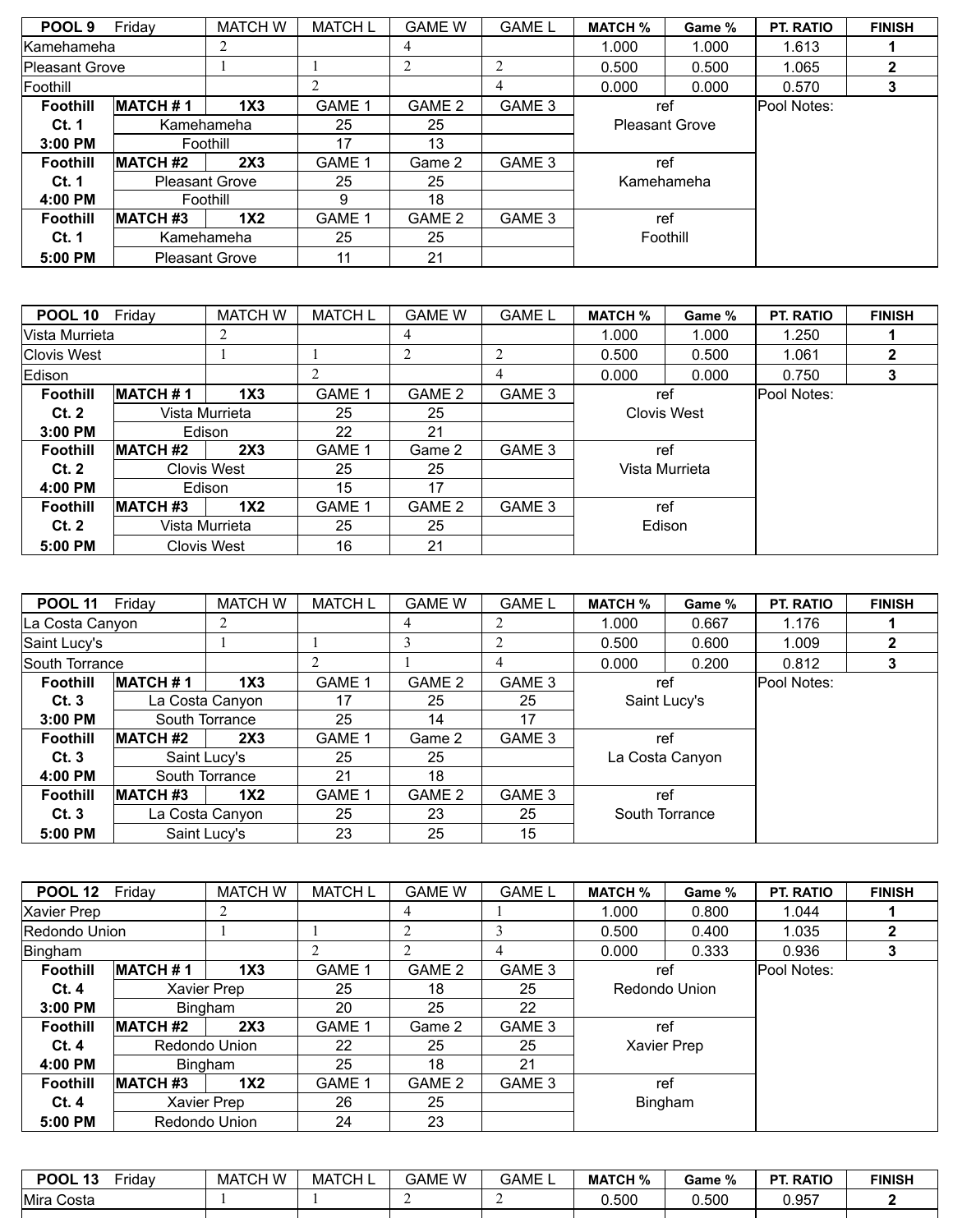| POOL 9 Friday | | MATCH W | MATCH L | GAME W | GAME L | MATCH % | Game % | PT. RATIO | FINISH |
|---|---|---|---|---|---|---|---|---|---|
| Kamehameha | | 2 | | 4 | | 1.000 | 1.000 | 1.613 | **1** |
| Pleasant Grove | | 1 | 1 | 2 | 2 | 0.500 | 0.500 | 1.065 | **2** |
| Foothill | | | 2 | | 4 | 0.000 | 0.000 | 0.570 | **3** |
| **Foothill** | **MATCH # 1** | **1X3** | GAME 1 | GAME 2 | GAME 3 | ref | | Pool Notes: | |
| **Ct. 1** | Kamehameha | | 25 | 25 | | Pleasant Grove | | | |
| **3:00 PM** | Foothill | | 17 | 13 | | | | | |
| **Foothill** | **MATCH #2** | **2X3** | GAME 1 | Game 2 | GAME 3 | ref | | | |
| **Ct. 1** | Pleasant Grove | | 25 | 25 | | Kamehameha | | | |
| **4:00 PM** | Foothill | | 9 | 18 | | | | | |
| **Foothill** | **MATCH #3** | **1X2** | GAME 1 | GAME 2 | GAME 3 | ref | | | |
| **Ct. 1** | Kamehameha | | 25 | 25 | | Foothill | | | |
| **5:00 PM** | Pleasant Grove | | 11 | 21 | | | | | |

| POOL 10 Friday | | MATCH W | MATCH L | GAME W | GAME L | MATCH % | Game % | PT. RATIO | FINISH |
|---|---|---|---|---|---|---|---|---|---|
| Vista Murrieta | | 2 | | 4 | | 1.000 | 1.000 | 1.250 | **1** |
| Clovis West | | 1 | 1 | 2 | 2 | 0.500 | 0.500 | 1.061 | **2** |
| Edison | | | 2 | | 4 | 0.000 | 0.000 | 0.750 | **3** |
| **Foothill** | **MATCH # 1** | **1X3** | GAME 1 | GAME 2 | GAME 3 | ref | | Pool Notes: | |
| **Ct. 2** | Vista Murrieta | | 25 | 25 | | Clovis West | | | |
| **3:00 PM** | Edison | | 22 | 21 | | | | | |
| **Foothill** | **MATCH #2** | **2X3** | GAME 1 | Game 2 | GAME 3 | ref | | | |
| **Ct. 2** | Clovis West | | 25 | 25 | | Vista Murrieta | | | |
| **4:00 PM** | Edison | | 15 | 17 | | | | | |
| **Foothill** | **MATCH #3** | **1X2** | GAME 1 | GAME 2 | GAME 3 | ref | | | |
| **Ct. 2** | Vista Murrieta | | 25 | 25 | | Edison | | | |
| **5:00 PM** | Clovis West | | 16 | 21 | | | | | |

| POOL 11 Friday | | MATCH W | MATCH L | GAME W | GAME L | MATCH % | Game % | PT. RATIO | FINISH |
|---|---|---|---|---|---|---|---|---|---|
| La Costa Canyon | | 2 | | 4 | 2 | 1.000 | 0.667 | 1.176 | **1** |
| Saint Lucy's | | 1 | 1 | 3 | 2 | 0.500 | 0.600 | 1.009 | **2** |
| South Torrance | | | 2 | 1 | 4 | 0.000 | 0.200 | 0.812 | **3** |
| **Foothill** | **MATCH # 1** | **1X3** | GAME 1 | GAME 2 | GAME 3 | ref | | Pool Notes: | |
| **Ct. 3** | La Costa Canyon | | 17 | 25 | 25 | Saint Lucy's | | | |
| **3:00 PM** | South Torrance | | 25 | 14 | 17 | | | | |
| **Foothill** | **MATCH #2** | **2X3** | GAME 1 | Game 2 | GAME 3 | ref | | | |
| **Ct. 3** | Saint Lucy's | | 25 | 25 | | La Costa Canyon | | | |
| **4:00 PM** | South Torrance | | 21 | 18 | | | | | |
| **Foothill** | **MATCH #3** | **1X2** | GAME 1 | GAME 2 | GAME 3 | ref | | | |
| **Ct. 3** | La Costa Canyon | | 25 | 23 | 25 | South Torrance | | | |
| **5:00 PM** | Saint Lucy's | | 23 | 25 | 15 | | | | |

| POOL 12 Friday | | MATCH W | MATCH L | GAME W | GAME L | MATCH % | Game % | PT. RATIO | FINISH |
|---|---|---|---|---|---|---|---|---|---|
| Xavier Prep | | 2 | | 4 | 1 | 1.000 | 0.800 | 1.044 | **1** |
| Redondo Union | | 1 | 1 | 2 | 3 | 0.500 | 0.400 | 1.035 | **2** |
| Bingham | | | 2 | 2 | 4 | 0.000 | 0.333 | 0.936 | **3** |
| **Foothill** | **MATCH # 1** | **1X3** | GAME 1 | GAME 2 | GAME 3 | ref | | Pool Notes: | |
| **Ct. 4** | Xavier Prep | | 25 | 18 | 25 | Redondo Union | | | |
| **3:00 PM** | Bingham | | 20 | 25 | 22 | | | | |
| **Foothill** | **MATCH #2** | **2X3** | GAME 1 | Game 2 | GAME 3 | ref | | | |
| **Ct. 4** | Redondo Union | | 22 | 25 | 25 | Xavier Prep | | | |
| **4:00 PM** | Bingham | | 25 | 18 | 21 | | | | |
| **Foothill** | **MATCH #3** | **1X2** | GAME 1 | GAME 2 | GAME 3 | ref | | | |
| **Ct. 4** | Xavier Prep | | 26 | 25 | | Bingham | | | |
| **5:00 PM** | Redondo Union | | 24 | 23 | | | | | |

| POOL 13 Friday | | MATCH W | MATCH L | GAME W | GAME L | MATCH % | Game % | PT. RATIO | FINISH |
|---|---|---|---|---|---|---|---|---|---|
| Mira Costa | | 1 | 1 | 2 | 2 | 0.500 | 0.500 | 0.957 | **2** |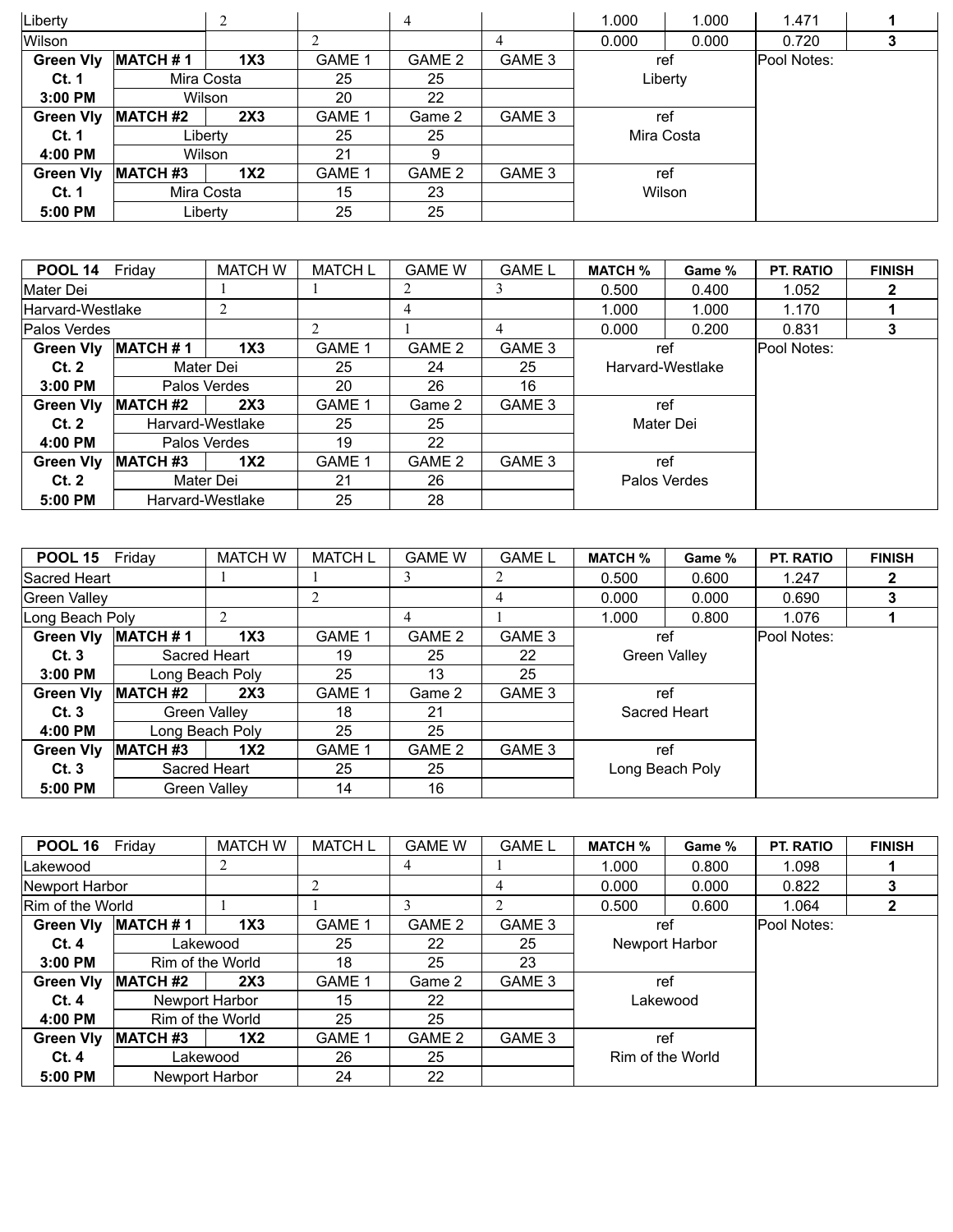| | | | | | | | | | |
|---|---|---|---|---|---|---|---|---|---|
| Liberty | | 2 | | 4 | | 1.000 | 1.000 | 1.471 | 1 |
| Wilson | | | 2 | | 4 | 0.000 | 0.000 | 0.720 | 3 |
| Green Vly | MATCH # 1 | 1X3 | GAME 1 | GAME 2 | GAME 3 | ref | | Pool Notes: | |
| Ct. 1 | Mira Costa | | 25 | 25 | | Liberty | | | |
| 3:00 PM | Wilson | | 20 | 22 | | | | | |
| Green Vly | MATCH #2 | 2X3 | GAME 1 | Game 2 | GAME 3 | ref | | | |
| Ct. 1 | Liberty | | 25 | 25 | | Mira Costa | | | |
| 4:00 PM | Wilson | | 21 | 9 | | | | | |
| Green Vly | MATCH #3 | 1X2 | GAME 1 | GAME 2 | GAME 3 | ref | | | |
| Ct. 1 | Mira Costa | | 15 | 23 | | Wilson | | | |
| 5:00 PM | Liberty | | 25 | 25 | | | | | |

| POOL 14 Friday | | MATCH W | MATCH L | GAME W | GAME L | MATCH % | Game % | PT. RATIO | FINISH |
|---|---|---|---|---|---|---|---|---|---|
| Mater Dei | | 1 | 1 | 2 | 3 | 0.500 | 0.400 | 1.052 | 2 |
| Harvard-Westlake | | 2 | | 4 | | 1.000 | 1.000 | 1.170 | 1 |
| Palos Verdes | | | 2 | 1 | 4 | 0.000 | 0.200 | 0.831 | 3 |
| Green Vly | MATCH # 1 | 1X3 | GAME 1 | GAME 2 | GAME 3 | ref | | Pool Notes: | |
| Ct. 2 | Mater Dei | | 25 | 24 | 25 | Harvard-Westlake | | | |
| 3:00 PM | Palos Verdes | | 20 | 26 | 16 | | | | |
| Green Vly | MATCH #2 | 2X3 | GAME 1 | Game 2 | GAME 3 | ref | | | |
| Ct. 2 | Harvard-Westlake | | 25 | 25 | | Mater Dei | | | |
| 4:00 PM | Palos Verdes | | 19 | 22 | | | | | |
| Green Vly | MATCH #3 | 1X2 | GAME 1 | GAME 2 | GAME 3 | ref | | | |
| Ct. 2 | Mater Dei | | 21 | 26 | | Palos Verdes | | | |
| 5:00 PM | Harvard-Westlake | | 25 | 28 | | | | | |

| POOL 15 Friday | | MATCH W | MATCH L | GAME W | GAME L | MATCH % | Game % | PT. RATIO | FINISH |
|---|---|---|---|---|---|---|---|---|---|
| Sacred Heart | | 1 | 1 | 3 | 2 | 0.500 | 0.600 | 1.247 | 2 |
| Green Valley | | | 2 | | 4 | 0.000 | 0.000 | 0.690 | 3 |
| Long Beach Poly | | 2 | | 4 | 1 | 1.000 | 0.800 | 1.076 | 1 |
| Green Vly | MATCH # 1 | 1X3 | GAME 1 | GAME 2 | GAME 3 | ref | | Pool Notes: | |
| Ct. 3 | Sacred Heart | | 19 | 25 | 22 | Green Valley | | | |
| 3:00 PM | Long Beach Poly | | 25 | 13 | 25 | | | | |
| Green Vly | MATCH #2 | 2X3 | GAME 1 | Game 2 | GAME 3 | ref | | | |
| Ct. 3 | Green Valley | | 18 | 21 | | Sacred Heart | | | |
| 4:00 PM | Long Beach Poly | | 25 | 25 | | | | | |
| Green Vly | MATCH #3 | 1X2 | GAME 1 | GAME 2 | GAME 3 | ref | | | |
| Ct. 3 | Sacred Heart | | 25 | 25 | | Long Beach Poly | | | |
| 5:00 PM | Green Valley | | 14 | 16 | | | | | |

| POOL 16 Friday | | MATCH W | MATCH L | GAME W | GAME L | MATCH % | Game % | PT. RATIO | FINISH |
|---|---|---|---|---|---|---|---|---|---|
| Lakewood | | 2 | | 4 | 1 | 1.000 | 0.800 | 1.098 | 1 |
| Newport Harbor | | | 2 | | 4 | 0.000 | 0.000 | 0.822 | 3 |
| Rim of the World | | 1 | 1 | 3 | 2 | 0.500 | 0.600 | 1.064 | 2 |
| Green Vly | MATCH # 1 | 1X3 | GAME 1 | GAME 2 | GAME 3 | ref | | Pool Notes: | |
| Ct. 4 | Lakewood | | 25 | 22 | 25 | Newport Harbor | | | |
| 3:00 PM | Rim of the World | | 18 | 25 | 23 | | | | |
| Green Vly | MATCH #2 | 2X3 | GAME 1 | Game 2 | GAME 3 | ref | | | |
| Ct. 4 | Newport Harbor | | 15 | 22 | | Lakewood | | | |
| 4:00 PM | Rim of the World | | 25 | 25 | | | | | |
| Green Vly | MATCH #3 | 1X2 | GAME 1 | GAME 2 | GAME 3 | ref | | | |
| Ct. 4 | Lakewood | | 26 | 25 | | Rim of the World | | | |
| 5:00 PM | Newport Harbor | | 24 | 22 | | | | | |